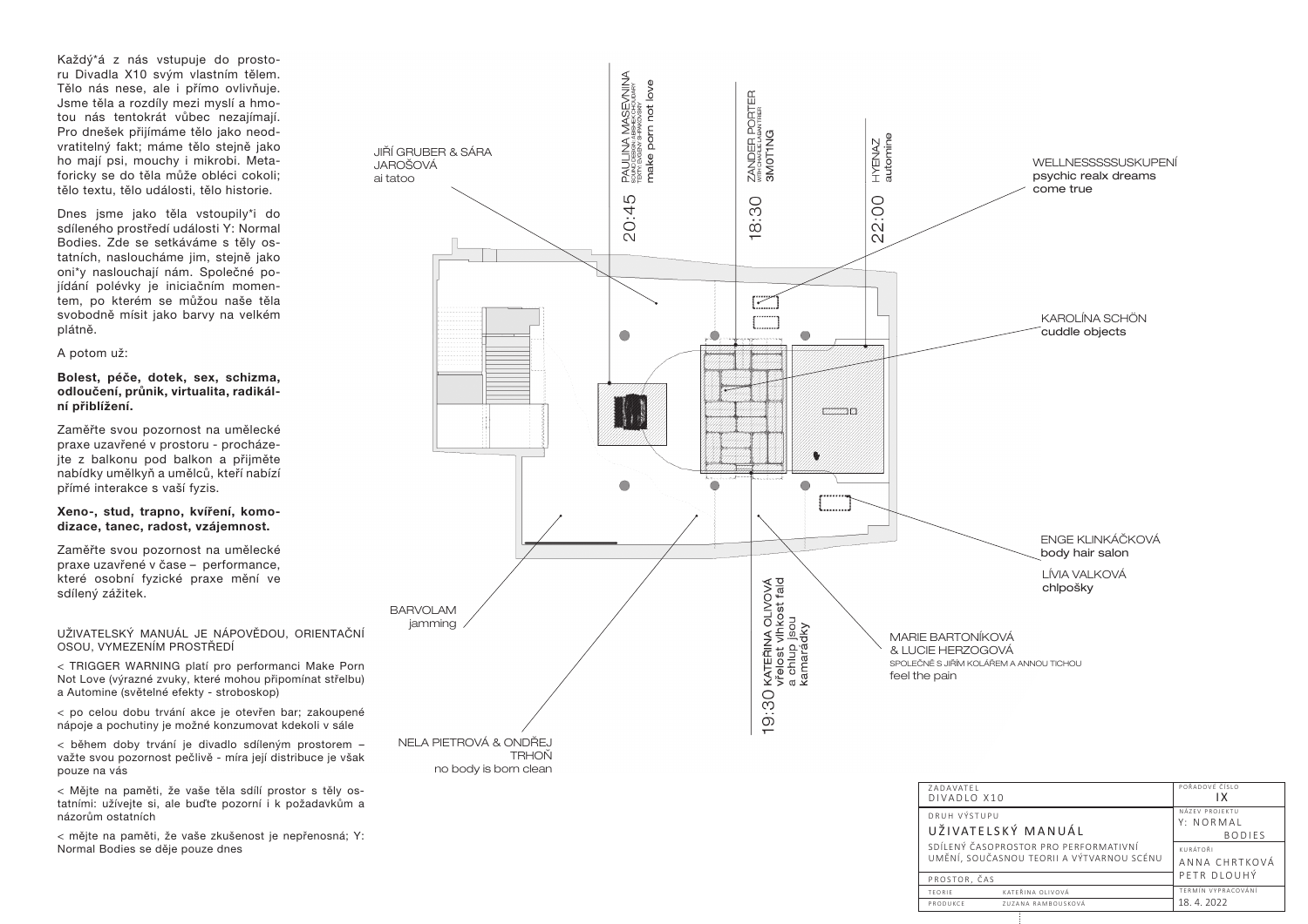Každý*á z nás vstupuje do prostoru Divadla X10 svým vlastním tělem. Tělo nás nese, ale i přímo ovlivňuje. Jsme těla a rozdíly mezi myslí a hmotou nás tentokrát vůbec nezajímají. Pro dnešek přijímáme tělo jako neodvratitelný fakt; máme tělo stejně jako ho mají psi, mouchy i mikrobi. Metaforicky se do těla může obléci cokoli; tělo textu, tělo události, tělo historie.

Dnes jsme jako těla vstoupily*i do sdíleného prostředí události Y: Normal Bodies. Zde se setkáváme s těly ostatních, nasloucháme jim, stejně jako oni*y naslouchají nám. Společné pojídání polévky je iniciačním momentem, po kterém se můžou naše těla svobodně mísit jako barvy na velkém plátně.

A potom už:

**Bolest, péče, dotek, sex, schizma, odloučení, průnik, virtualita, radikální přiblížení.**

Zaměřte svou pozornost na umělecké praxe uzavřené v prostoru - procházejte z balkonu pod balkon a přijměte nabídky umělkyň a umělců, kteří nabízí přímé interakce s vaší fyzis.

**Xeno-, stud, trapno, kvíření, komodizace, tanec, radost, vzájemnost.**

Zaměřte svou pozornost na umělecké praxe uzavřené v čase – performance, které osobní fyzické praxe mění ve sdílený zážitek.

UŽIVATELSKÝ MANUÁL JE NÁPOVĚDOU, ORIENTAČNÍ OSOU, VYMEZENÍM PROSTŘEDÍ

< TRIGGER WARNING platí pro performanci Make Porn Not Love (výrazné zvuky, které mohou připomínat střelbu) a Automine (světelné efekty - stroboskop)

< po celou dobu trvání akce je otevřen bar; zakoupené nápoje a pochutiny je možné konzumovat kdekoli v sále

< během doby trvání je divadlo sdíleným prostorem – važte svou pozornost pečlivě - míra její distribuce je však pouze na vás

< Mějte na paměti, že vaše těla sdílí prostor s těly ostatními: užívejte si, ale buďte pozorní i k požadavkům a názorům ostatních

< mějte na paměti, že vaše zkušenost je nepřenosná; Y: Normal Bodies se děje pouze dnes

JIŘÍ GRUBER & SÁRA JAROŠOVÁ
ai tatoo

20:45 PAULINA MASEVNINA
make porn not love

18:30 ZANDER PORTER
WITH CHARLIE LABAN TRIER
3M0T1NG

22:00 HYENAZ
automine

WELLNESSSSSUSKUPENÍ
psychic realx dreams come true

KAROLÍNA SCHÖN
cuddle objects

ENGE KLINKÁČKOVÁ
body hair salon

LÍVIA VALKOVÁ
chlpošky

MARIE BARTONÍKOVÁ & LUCIE HERZOGOVÁ
SPOLEČNĚ S JIŘÍM KOLÁŘEM A ANNOU TICHOU
feel the pain

19:30 KATEŘINA OLIVOVÁ
vřelost vlhkost fald a chlup jsou kamarádky

BARVOLAM
jamming

NELA PIETROVÁ & ONDŘEJ TRHOŇ
no body is born clean

| | |
|---|---|
| ZADAVATEL<br>DIVADLO X10 | POŘADOVÉ ČÍSLO<br>IX |
| DRUH VÝSTUPU<br>UŽIVATELSKÝ MANUÁL<br>SDÍLENÝ ČASOPROSTOR PRO PERFORMATIVNÍ UMĚNÍ, SOUČASNOU TEORII A VÝTVARNOU SCÉNU | NÁZEV PROJEKTU<br>Y: NORMAL BODIES |
| | KURÁTOŘI<br>ANNA CHRTKOVÁ<br>PETR DLOUHÝ |
| PROSTOR, ČAS<br>TEORIE KATEŘINA OLIVOVÁ<br>PRODUKCE ZUZANA RAMBOUSKOVÁ | TERMÍN VYPRACOVÁNÍ<br>18. 4. 2022 |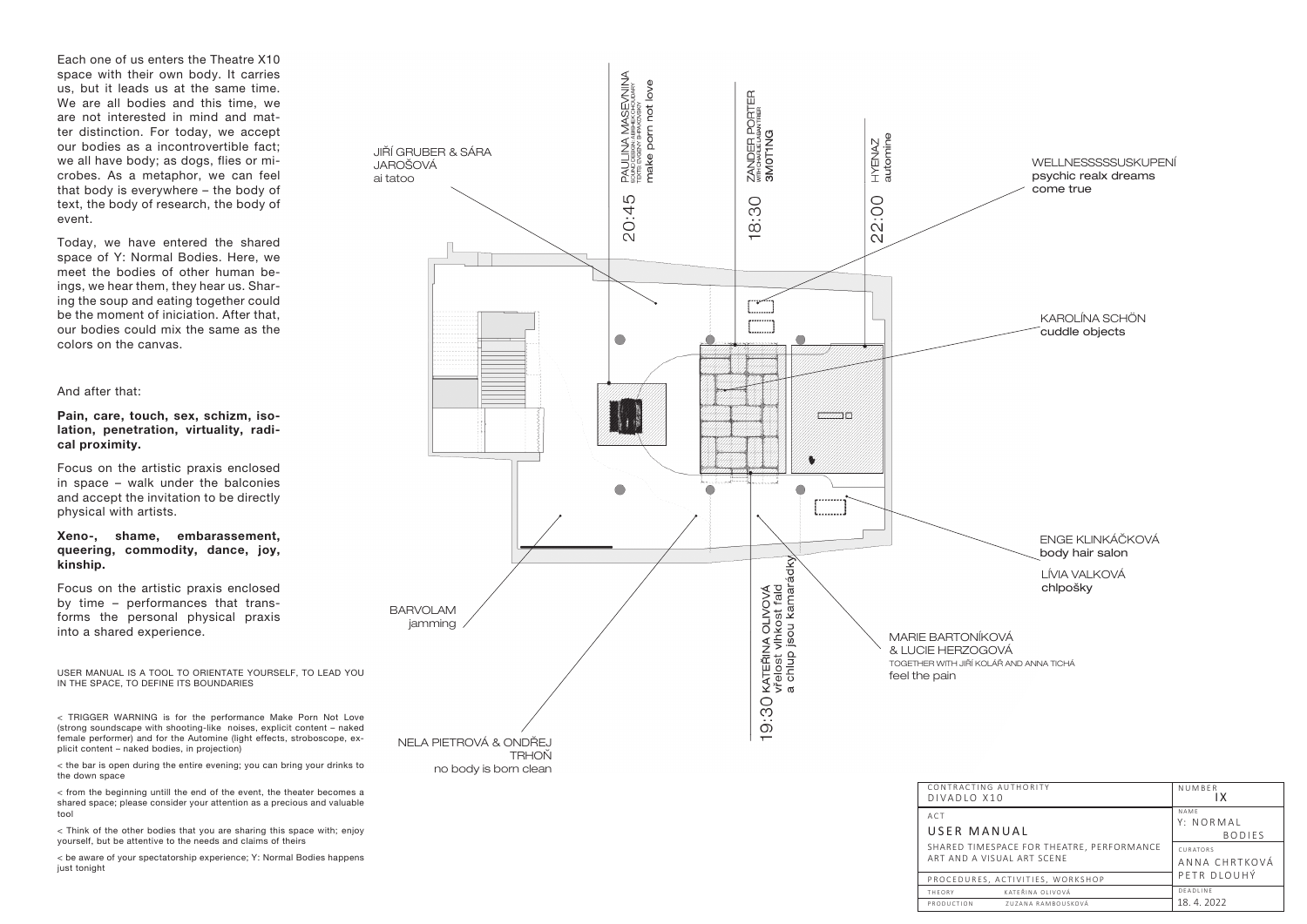Each one of us enters the Theatre X10 space with their own body. It carries us, but it leads us at the same time. We are all bodies and this time, we are not interested in mind and matter distinction. For today, we accept our bodies as a incontrovertible fact; we all have body; as dogs, flies or microbes. As a metaphor, we can feel that body is everywhere – the body of text, the body of research, the body of event.

Today, we have entered the shared space of Y: Normal Bodies. Here, we meet the bodies of other human beings, we hear them, they hear us. Sharing the soup and eating together could be the moment of iniciation. After that, our bodies could mix the same as the colors on the canvas.

And after that:

**Pain, care, touch, sex, schizm, isolation, penetration, virtuality, radical proximity.**

Focus on the artistic praxis enclosed in space – walk under the balconies and accept the invitation to be directly physical with artists.

**Xeno-, shame, embarassement, queering, commodity, dance, joy, kinship.**

Focus on the artistic praxis enclosed by time – performances that transforms the personal physical praxis into a shared experience.

USER MANUAL IS A TOOL TO ORIENTATE YOURSELF, TO LEAD YOU IN THE SPACE, TO DEFINE ITS BOUNDARIES

< TRIGGER WARNING is for the performance Make Porn Not Love (strong soundscape with shooting-like noises, explicit content – naked female performer) and for the Automine (light effects, stroboscope, explicit content – naked bodies, in projection)

< the bar is open during the entire evening; you can bring your drinks to the down space

< from the beginning untill the end of the event, the theater becomes a shared space; please consider your attention as a precious and valuable tool

< Think of the other bodies that you are sharing this space with; enjoy yourself, but be attentive to the needs and claims of theirs

< be aware of your spectatorship experience; Y: Normal Bodies happens just tonight

JIŘÍ GRUBER & SÁRA JAROŠOVÁ
ai tatoo

20:45 PAULINA MASEVNINA
SOUND DESIGN: ABRAHAM CHOLODHAR
TEXTS: EVGENY SHRAKOVSKY
make porn not love

18:30 ZANDER PORTER
WITH CHARLIE LABAN TRIER
3M0T1NG

22:00 HYENAZ
automine

WELLNESSSSSUSKUPENÍ
psychic realx dreams come true

KAROLÍNA SCHÖN
cuddle objects

ENGE KLINKÁČKOVÁ
body hair salon

LÍVIA VALKOVÁ
chlpošky

MARIE BARTONÍKOVÁ & LUCIE HERZOGOVÁ
TOGETHER WITH JIŘÍ KOLÁŘ AND ANNA TICHÁ
feel the pain

19:30 KATEŘINA OLIVOVÁ
vřelost vlhkost fald a chlup jsou kamarádky

BARVOLAM
jamming

NELA PIETROVÁ & ONDŘEJ TRHOŇ
no body is born clean

| | |
|---|---|
| CONTRACTING AUTHORITY<br>DIVADLO X10 | NUMBER<br>IX |
| ACT<br>USER MANUAL<br>SHARED TIMESPACE FOR THEATRE, PERFORMANCE ART AND A VISUAL ART SCENE | NAME<br>Y: NORMAL BODIES |
| PROCEDURES, ACTIVITIES, WORKSHOP | CURATORS<br>ANNA CHRTKOVÁ<br>PETR DLOUHÝ |
| THEORY KATEŘINA OLIVOVÁ<br>PRODUCTION ZUZANA RAMBOUSKOVÁ | DEADLINE<br>18. 4. 2022 |